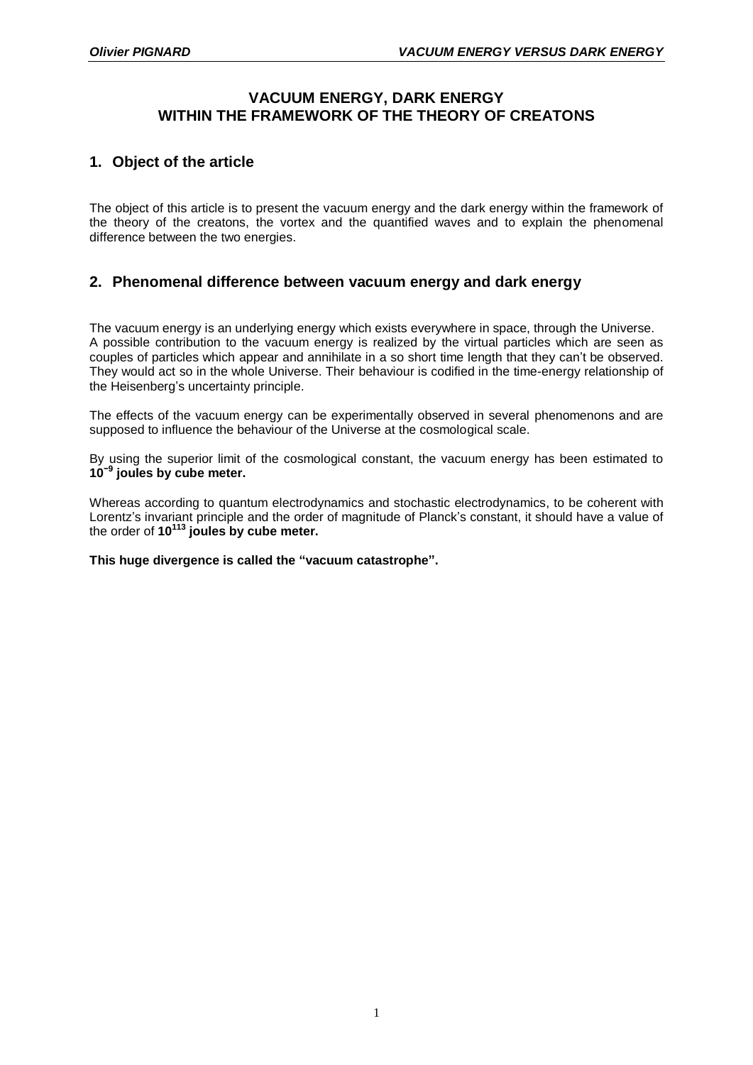# VACUUM ENERGY, DARK ENERGY WITHIN THE FRAMEWORK OF THE THEORY OF CREATONS

## 1. Object of the article

The object of this article is to present the vacuum energy and the dark energy within the framework of the theory of the creatons, the vortex and the quantified waves and to explain the phenomenal difference between the two energies.

## 2. Phenomenal difference between vacuum energy and dark energy

The vacuum energy is an underlying energy which exists everywhere in space, through the Universe. A possible contribution to the vacuum energy is realized by the virtual particles which are seen as couples of particles which appear and annihilate in a so short time length that they can't be observed. They would act so in the whole Universe. Their behaviour is codified in the time-energy relationship of the Heisenberg's uncertainty principle.

The effects of the vacuum energy can be experimentally observed in several phenomenons and are supposed to influence the behaviour of the Universe at the cosmological scale.

By using the superior limit of the cosmological constant, the vacuum energy has been estimated to **$10^{-9}$ joules by cube meter.**

Whereas according to quantum electrodynamics and stochastic electrodynamics, to be coherent with Lorentz's invariant principle and the order of magnitude of Planck's constant, it should have a value of the order of **$10^{113}$ joules by cube meter.**

**This huge divergence is called the "vacuum catastrophe".**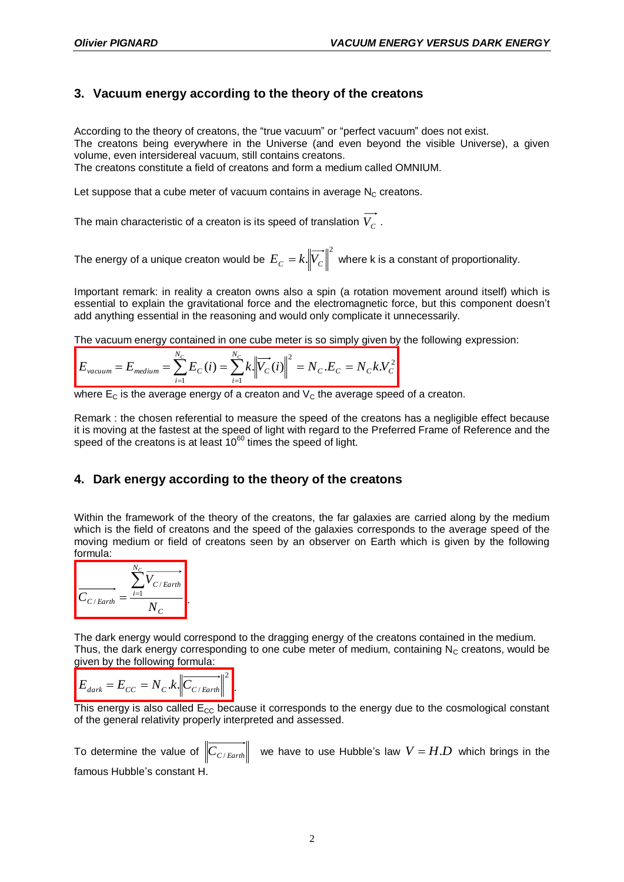## 3. Vacuum energy according to the theory of the creatons

According to the theory of creatons, the "true vacuum" or "perfect vacuum" does not exist.
The creatons being everywhere in the Universe (and even beyond the visible Universe), a given volume, even intersidereal vacuum, still contains creatons.
The creatons constitute a field of creatons and form a medium called OMNIUM.

Let suppose that a cube meter of vacuum contains in average $N_C$ creatons.

The main characteristic of a creaton is its speed of translation $\overrightarrow{V_C}$.

The energy of a unique creaton would be $E_C = k.\left\|\overrightarrow{V_C}\right\|^2$ where k is a constant of proportionality.

Important remark: in reality a creaton owns also a spin (a rotation movement around itself) which is essential to explain the gravitational force and the electromagnetic force, but this component doesn't add anything essential in the reasoning and would only complicate it unnecessarily.

The vacuum energy contained in one cube meter is so simply given by the following expression:

$$E_{vacuum} = E_{medium} = \sum_{i=1}^{N_C} E_C(i) = \sum_{i=1}^{N_C} k.\left\|\overrightarrow{V_C(i)}\right\|^2 = N_C.E_C = N_C k.V_C^2$$

where $E_C$ is the average energy of a creaton and $V_C$ the average speed of a creaton.

Remark : the chosen referential to measure the speed of the creatons has a negligible effect because it is moving at the fastest at the speed of light with regard to the Preferred Frame of Reference and the speed of the creatons is at least $10^{60}$ times the speed of light.

## 4. Dark energy according to the theory of the creatons

Within the framework of the theory of the creatons, the far galaxies are carried along by the medium which is the field of creatons and the speed of the galaxies corresponds to the average speed of the moving medium or field of creatons seen by an observer on Earth which is given by the following formula:

$$\overrightarrow{C_{C/Earth}} = \frac{\sum_{i=1}^{N_C} \overrightarrow{V_{C/Earth}}}{N_C}.$$

The dark energy would correspond to the dragging energy of the creatons contained in the medium.
Thus, the dark energy corresponding to one cube meter of medium, containing $N_C$ creatons, would be given by the following formula:

$$E_{dark} = E_{CC} = N_C.k.\left\|\overrightarrow{C_{C/Earth}}\right\|^2.$$

This energy is also called $E_{CC}$ because it corresponds to the energy due to the cosmological constant of the general relativity properly interpreted and assessed.

To determine the value of $\left\|\overrightarrow{C_{C/Earth}}\right\|$ we have to use Hubble's law $V = H.D$ which brings in the famous Hubble's constant H.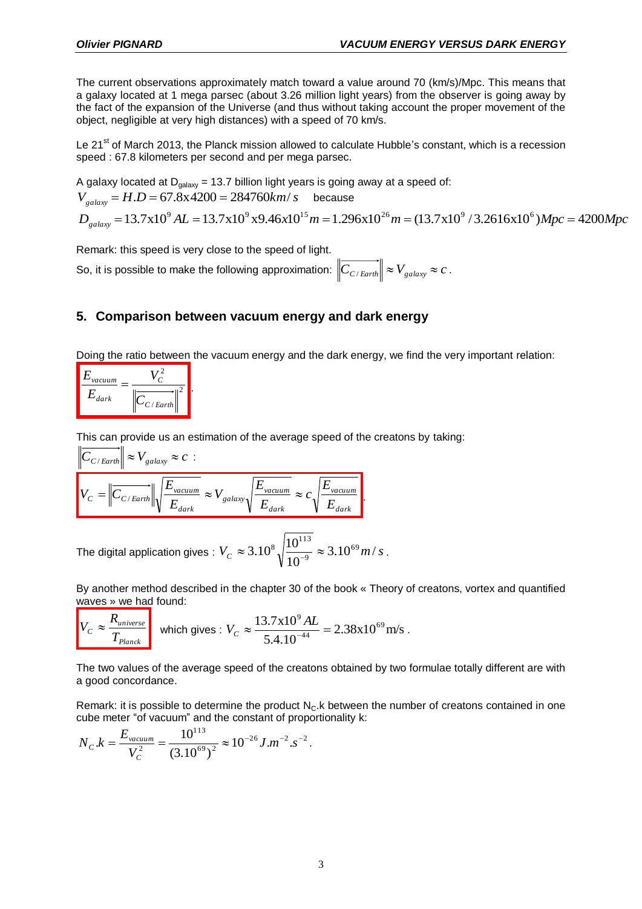The current observations approximately match toward a value around 70 (km/s)/Mpc. This means that a galaxy located at 1 mega parsec (about 3.26 million light years) from the observer is going away by the fact of the expansion of the Universe (and thus without taking account the proper movement of the object, negligible at very high distances) with a speed of 70 km/s.

Le 21st of March 2013, the Planck mission allowed to calculate Hubble's constant, which is a recession speed : 67.8 kilometers per second and per mega parsec.

A galaxy located at $D_{galaxy}$ = 13.7 billion light years is going away at a speed of:

$V_{galaxy} = H.D = 67.8 \text{x} 4200 = 284760 km/s$ because

$$D_{galaxy} = 13.7 \text{x} 10^9 AL = 13.7 \text{x} 10^9 \text{x} 9.46 \text{x} 10^{15} m = 1.296 \text{x} 10^{26} m = (13.7 \text{x} 10^9 / 3.2616 \text{x} 10^6) Mpc = 4200 Mpc$$

Remark: this speed is very close to the speed of light.

So, it is possible to make the following approximation: $\left\| \overrightarrow{C_{C/Earth}} \right\| \approx V_{galaxy} \approx c$.

## 5. Comparison between vacuum energy and dark energy

Doing the ratio between the vacuum energy and the dark energy, we find the very important relation:

$$\frac{E_{vacuum}}{E_{dark}} = \frac{V_C^2}{\left\| \overrightarrow{C_{C/Earth}} \right\|^2}.$$

This can provide us an estimation of the average speed of the creatons by taking:

$\left\| \overrightarrow{C_{C/Earth}} \right\| \approx V_{galaxy} \approx c$ :

$$V_C = \left\| \overrightarrow{C_{C/Earth}} \right\| \sqrt{\frac{E_{vacuum}}{E_{dark}}} \approx V_{galaxy} \sqrt{\frac{E_{vacuum}}{E_{dark}}} \approx c \sqrt{\frac{E_{vacuum}}{E_{dark}}}.$$

The digital application gives : $V_C \approx 3.10^8 \sqrt{\frac{10^{113}}{10^{-9}}} \approx 3.10^{69} m/s$.

By another method described in the chapter 30 of the book « Theory of creatons, vortex and quantified waves » we had found:

$$V_C \approx \frac{R_{universe}}{T_{Planck}}$$ which gives : $V_C \approx \frac{13.7 \text{x} 10^9 AL}{5.4.10^{-44}} = 2.38 \text{x} 10^{69} \text{m/s}$.

The two values of the average speed of the creatons obtained by two formulae totally different are with a good concordance.

Remark: it is possible to determine the product $N_C.k$ between the number of creatons contained in one cube meter "of vacuum" and the constant of proportionality k:

$$N_C.k = \frac{E_{vacuum}}{V_C^2} = \frac{10^{113}}{(3.10^{69})^2} \approx 10^{-26} J.m^{-2}.s^{-2}.$$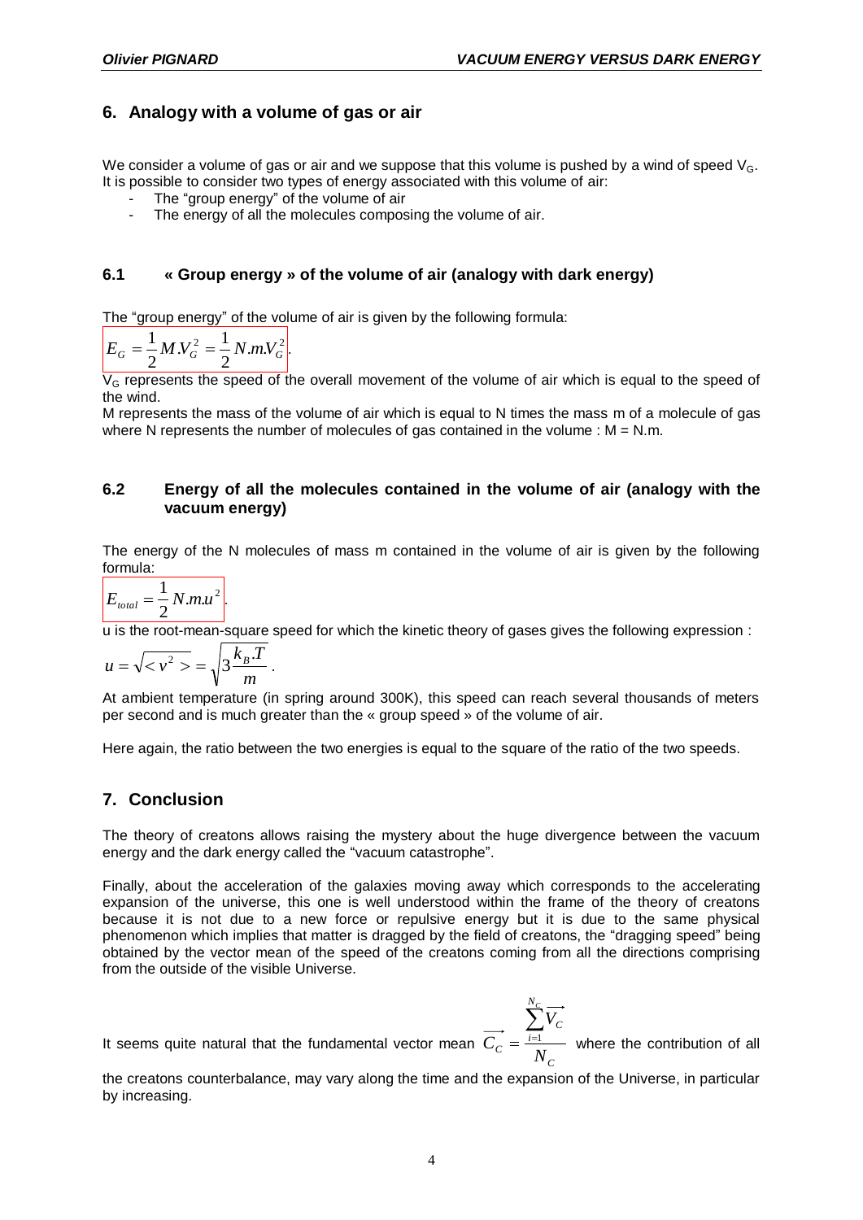## 6. Analogy with a volume of gas or air

We consider a volume of gas or air and we suppose that this volume is pushed by a wind of speed $V_G$. It is possible to consider two types of energy associated with this volume of air:

- The "group energy" of the volume of air
- The energy of all the molecules composing the volume of air.

### 6.1 « Group energy » of the volume of air (analogy with dark energy)

The "group energy" of the volume of air is given by the following formula:

$$E_G = \frac{1}{2} M.V_G^2 = \frac{1}{2} N.m.V_G^2.$$

$V_G$ represents the speed of the overall movement of the volume of air which is equal to the speed of the wind.

M represents the mass of the volume of air which is equal to N times the mass m of a molecule of gas where N represents the number of molecules of gas contained in the volume : M = N.m.

### 6.2 Energy of all the molecules contained in the volume of air (analogy with the vacuum energy)

The energy of the N molecules of mass m contained in the volume of air is given by the following formula:

$$E_{total} = \frac{1}{2} N.m.u^2.$$

u is the root-mean-square speed for which the kinetic theory of gases gives the following expression :

$$u = \sqrt{< v^2 >} = \sqrt{3\frac{k_B.T}{m}}.$$

At ambient temperature (in spring around 300K), this speed can reach several thousands of meters per second and is much greater than the « group speed » of the volume of air.

Here again, the ratio between the two energies is equal to the square of the ratio of the two speeds.

## 7. Conclusion

The theory of creatons allows raising the mystery about the huge divergence between the vacuum energy and the dark energy called the "vacuum catastrophe".

Finally, about the acceleration of the galaxies moving away which corresponds to the accelerating expansion of the universe, this one is well understood within the frame of the theory of creatons because it is not due to a new force or repulsive energy but it is due to the same physical phenomenon which implies that matter is dragged by the field of creatons, the "dragging speed" being obtained by the vector mean of the speed of the creatons coming from all the directions comprising from the outside of the visible Universe.

It seems quite natural that the fundamental vector mean $\overrightarrow{C_C} = \frac{\sum_{i=1}^{N_C} \overrightarrow{V_C}}{N_C}$ where the contribution of all the creatons counterbalance, may vary along the time and the expansion of the Universe, in particular by increasing.